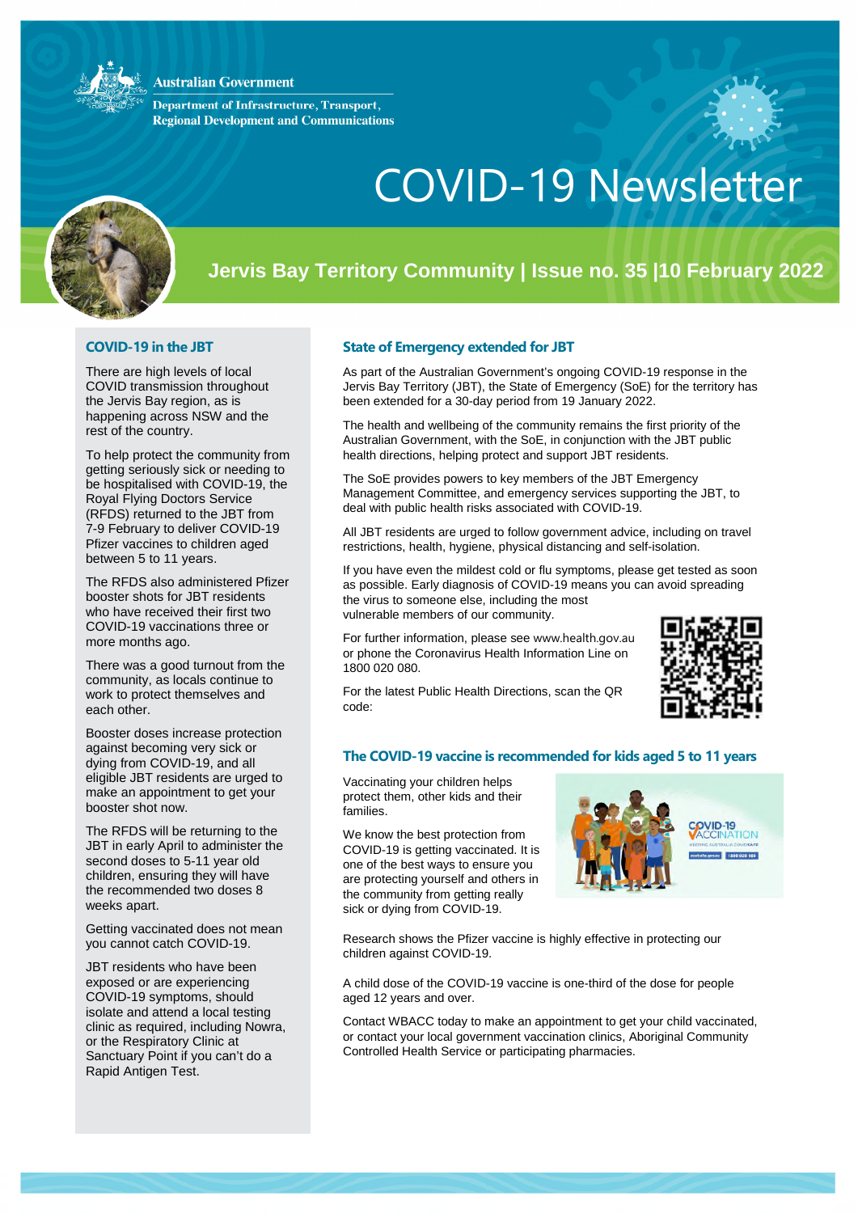Australian Government

Department of Infrastructure, Transport, Regional Development and Communications

# COVID-19 Newsletter

## Jervis Bay Territory Community | Issue no. 35 |10 February 2022

### COVID-19 in the JBT

There are high levels of local COVID transmission throughout the Jervis Bay region, as is happening across NSW and the rest of the country.

To help protect the community from getting seriously sick or needing to be hospitalised with COVID-19, the Royal Flying Doctors Service (RFDS) returned to the JBT from 7-9 February to deliver COVID-19 Pfizer vaccines to children aged between 5 to 11 years.

The RFDS also administered Pfizer booster shots for JBT residents who have received their first two COVID-19 vaccinations three or more months ago.

There was a good turnout from the community, as locals continue to work to protect themselves and each other.

Booster doses increase protection against becoming very sick or dying from COVID-19, and all eligible JBT residents are urged to make an appointment to get your booster shot now.

The RFDS will be returning to the JBT in early April to administer the second doses to 5-11 year old children, ensuring they will have the recommended two doses 8 weeks apart.

Getting vaccinated does not mean you cannot catch COVID-19.

JBT residents who have been exposed or are experiencing COVID-19 symptoms, should isolate and attend a local testing clinic as required, including Nowra, or the Respiratory Clinic at Sanctuary Point if you can't do a Rapid Antigen Test.

### State of Emergency extended for JBT

As part of the Australian Government's ongoing COVID-19 response in the Jervis Bay Territory (JBT), the State of Emergency (SoE) for the territory has been extended for a 30-day period from 19 January 2022.

The health and wellbeing of the community remains the first priority of the Australian Government, with the SoE, in conjunction with the JBT public health directions, helping protect and support JBT residents.

The SoE provides powers to key members of the JBT Emergency Management Committee, and emergency services supporting the JBT, to deal with public health risks associated with COVID-19.

All JBT residents are urged to follow government advice, including on travel restrictions, health, hygiene, physical distancing and self-isolation.

If you have even the mildest cold or flu symptoms, please get tested as soon as possible. Early diagnosis of COVID-19 means you can avoid spreading the virus to someone else, including the most vulnerable members of our community.

For further information, please see www.health.gov.au or phone the Coronavirus Health Information Line on 1800 020 080.

For the latest Public Health Directions, scan the QR code:

### The COVID-19 vaccine is recommended for kids aged 5 to 11 years

Vaccinating your children helps protect them, other kids and their families.

We know the best protection from COVID-19 is getting vaccinated. It is one of the best ways to ensure you are protecting yourself and others in the community from getting really sick or dying from COVID-19.

Research shows the Pfizer vaccine is highly effective in protecting our children against COVID-19.

A child dose of the COVID-19 vaccine is one-third of the dose for people aged 12 years and over.

Contact WBACC today to make an appointment to get your child vaccinated, or contact your local government vaccination clinics, Aboriginal Community Controlled Health Service or participating pharmacies.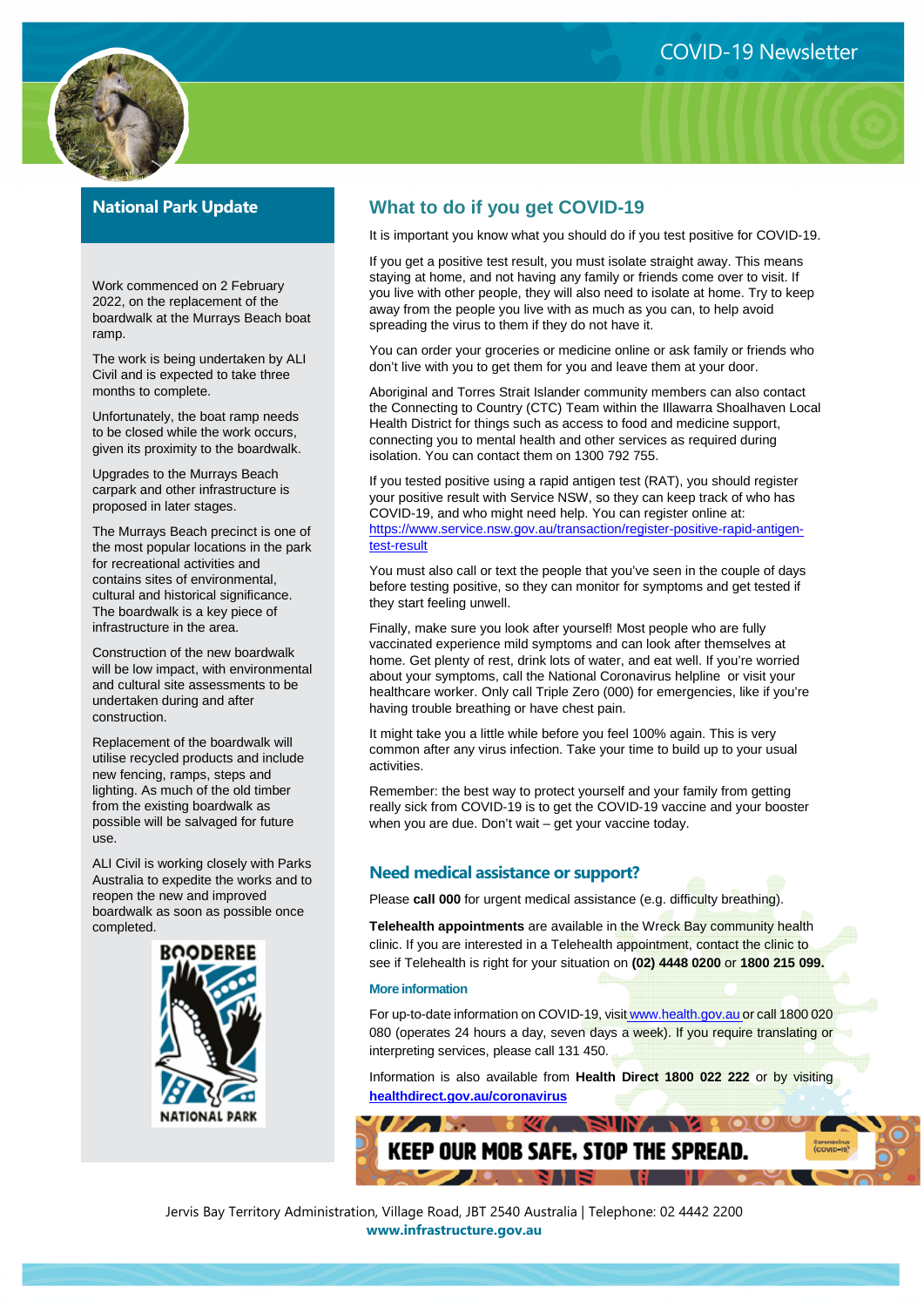COVID-19 Newsletter

## National Park Update

Work commenced on 2 February 2022, on the replacement of the boardwalk at the Murrays Beach boat ramp.

The work is being undertaken by ALI Civil and is expected to take three months to complete.

Unfortunately, the boat ramp needs to be closed while the work occurs, given its proximity to the boardwalk.

Upgrades to the Murrays Beach carpark and other infrastructure is proposed in later stages.

The Murrays Beach precinct is one of the most popular locations in the park for recreational activities and contains sites of environmental, cultural and historical significance. The boardwalk is a key piece of infrastructure in the area.

Construction of the new boardwalk will be low impact, with environmental and cultural site assessments to be undertaken during and after construction.

Replacement of the boardwalk will utilise recycled products and include new fencing, ramps, steps and lighting. As much of the old timber from the existing boardwalk as possible will be salvaged for future use.

ALI Civil is working closely with Parks Australia to expedite the works and to reopen the new and improved boardwalk as soon as possible once completed.

BOODEREE NATIONAL PARK

## What to do if you get COVID-19

It is important you know what you should do if you test positive for COVID-19.

If you get a positive test result, you must isolate straight away. This means staying at home, and not having any family or friends come over to visit. If you live with other people, they will also need to isolate at home. Try to keep away from the people you live with as much as you can, to help avoid spreading the virus to them if they do not have it.

You can order your groceries or medicine online or ask family or friends who don't live with you to get them for you and leave them at your door.

Aboriginal and Torres Strait Islander community members can also contact the Connecting to Country (CTC) Team within the Illawarra Shoalhaven Local Health District for things such as access to food and medicine support, connecting you to mental health and other services as required during isolation. You can contact them on 1300 792 755.

If you tested positive using a rapid antigen test (RAT), you should register your positive result with Service NSW, so they can keep track of who has COVID-19, and who might need help. You can register online at: https://www.service.nsw.gov.au/transaction/register-positive-rapid-antigen-test-result

You must also call or text the people that you've seen in the couple of days before testing positive, so they can monitor for symptoms and get tested if they start feeling unwell.

Finally, make sure you look after yourself! Most people who are fully vaccinated experience mild symptoms and can look after themselves at home. Get plenty of rest, drink lots of water, and eat well. If you're worried about your symptoms, call the National Coronavirus helpline or visit your healthcare worker. Only call Triple Zero (000) for emergencies, like if you're having trouble breathing or have chest pain.

It might take you a little while before you feel 100% again. This is very common after any virus infection. Take your time to build up to your usual activities.

Remember: the best way to protect yourself and your family from getting really sick from COVID-19 is to get the COVID-19 vaccine and your booster when you are due. Don't wait – get your vaccine today.

## Need medical assistance or support?

Please **call 000** for urgent medical assistance (e.g. difficulty breathing).

**Telehealth appointments** are available in the Wreck Bay community health clinic. If you are interested in a Telehealth appointment, contact the clinic to see if Telehealth is right for your situation on **(02) 4448 0200** or **1800 215 099.**

### More information

For up-to-date information on COVID-19, visit www.health.gov.au or call 1800 020 080 (operates 24 hours a day, seven days a week). If you require translating or interpreting services, please call 131 450.

Information is also available from **Health Direct 1800 022 222** or by visiting **healthdirect.gov.au/coronavirus**

KEEP OUR MOB SAFE. STOP THE SPREAD.

Jervis Bay Territory Administration, Village Road, JBT 2540 Australia | Telephone: 02 4442 2200
**www.infrastructure.gov.au**